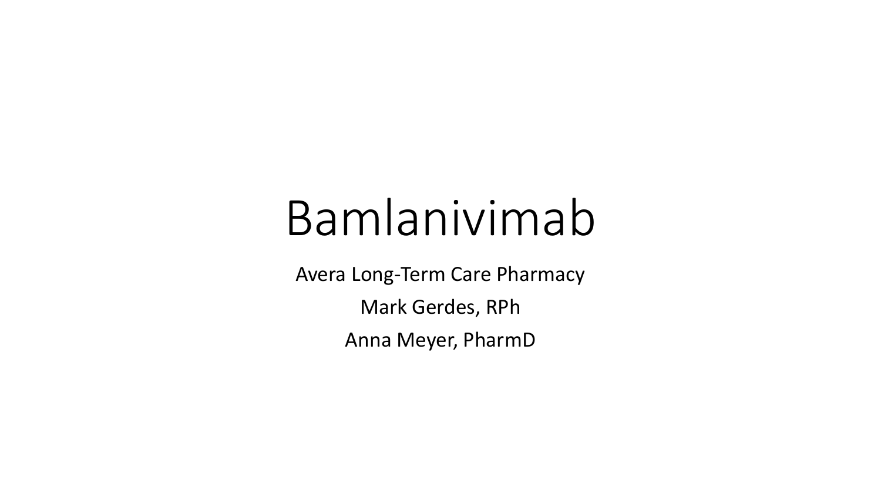# Bamlanivimab

Avera Long-Term Care Pharmacy

Mark Gerdes, RPh

Anna Meyer, PharmD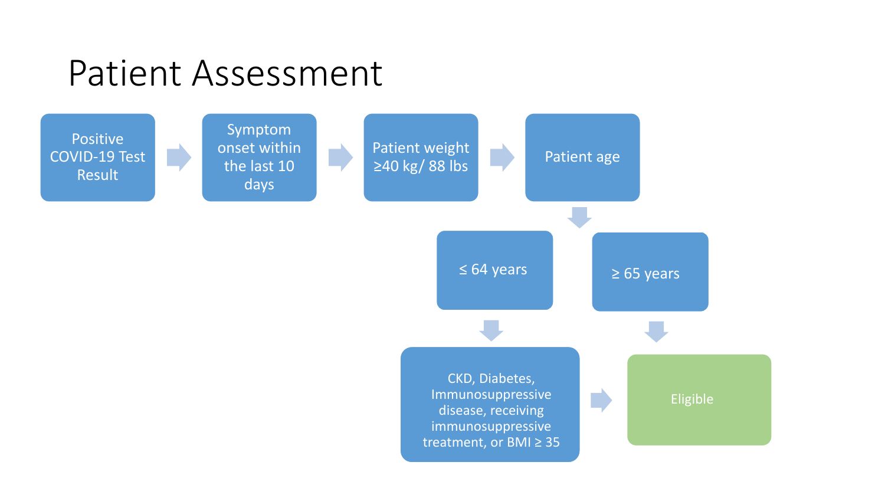# Patient Assessment

- Positive COVID-19 Test Result
- Symptom onset within the last 10 days
- Patient weight ≥40 kg/ 88 lbs
- Patient age
  - ≤ 64 years
    - CKD, Diabetes, Immunosuppressive disease, receiving immunosuppressive treatment, or BMI ≥ 35
      - Eligible
  - ≥ 65 years
    - Eligible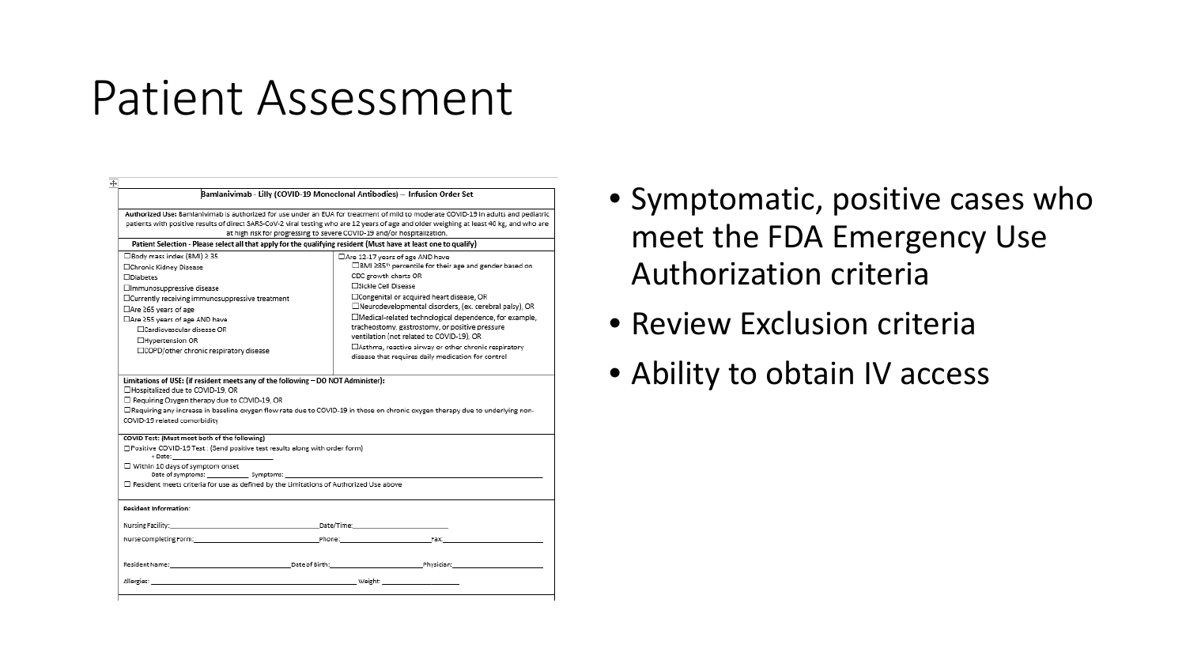# Patient Assessment

**Bamlanivimab - Lilly (COVID-19 Monoclonal Antibodies) – Infusion Order Set**

**Authorized Use:** Bamlanivimab is authorized for use under an EUA for treatment of mild to moderate COVID-19 in adults and pediatric patients with positive results of direct SARS-CoV-2 viral testing who are 12 years of age and older weighing at least 40 kg, and who are at high risk for progressing to severe COVID-19 and/or hospitalization.

**Patient Selection - Please select all that apply for the qualifying resident (Must have at least one to qualify)**

☐Body mass index (BMI) ≥ 35
☐Chronic Kidney Disease
☐Diabetes
☐Immunosuppressive disease
☐Currently receiving immunosuppressive treatment
☐Are ≥65 years of age
☐Are ≥55 years of age AND have
☐Cardiovascular disease OR
☐Hypertension OR
☐COPD/other chronic respiratory disease

☐Are 12-17 years of age AND have
☐BMI ≥85th percentile for their age and gender based on CDC growth charts OR
☐Sickle Cell Disease
☐Congenital or acquired heart disease, OR
☐Neurodevelopmental disorders, (ex. cerebral palsy), OR
☐Medical-related technological dependence, for example, tracheostomy, gastrostomy, or positive pressure ventilation (not related to COVID-19), OR
☐Asthma, reactive airway or other chronic respiratory disease that requires daily medication for control

**Limitations of USE: (if resident meets any of the following – DO NOT Administer):**
☐Hospitalized due to COVID-19, OR
☐ Requiring Oxygen therapy due to COVID-19, OR
☐Requiring any increase in baseline oxygen flow rate due to COVID-19 in those on chronic oxygen therapy due to underlying non-COVID-19 related comorbidity

**COVID Test: (Must meet both of the following)**
☐Positive COVID-19 Test . (Send positive test results along with order form)
+ Date:\_\_\_\_\_\_\_\_\_\_\_\_
☐ Within 10 days of symptom onset
Date of symptoms: \_\_\_\_\_\_\_\_ Symptoms: \_\_\_\_\_\_\_\_\_\_\_\_
☐ Resident meets criteria for use as defined by the Limitations of Authorized Use above

**Resident Information:**

Nursing Facility:\_\_\_\_\_\_\_\_\_\_\_\_ Date/Time:\_\_\_\_\_\_\_\_\_\_\_\_
Nurse completing Form:\_\_\_\_\_\_\_\_\_\_\_\_ Phone:\_\_\_\_\_\_\_\_\_\_\_\_ Fax:\_\_\_\_\_\_\_\_\_\_\_\_

Resident Name:\_\_\_\_\_\_\_\_\_\_\_\_ Date of Birth:\_\_\_\_\_\_\_\_\_\_\_\_ Physician:\_\_\_\_\_\_\_\_\_\_\_\_

Allergies: \_\_\_\_\_\_\_\_\_\_\_\_ Weight: \_\_\_\_\_\_\_\_\_\_\_\_

- Symptomatic, positive cases who meet the FDA Emergency Use Authorization criteria
- Review Exclusion criteria
- Ability to obtain IV access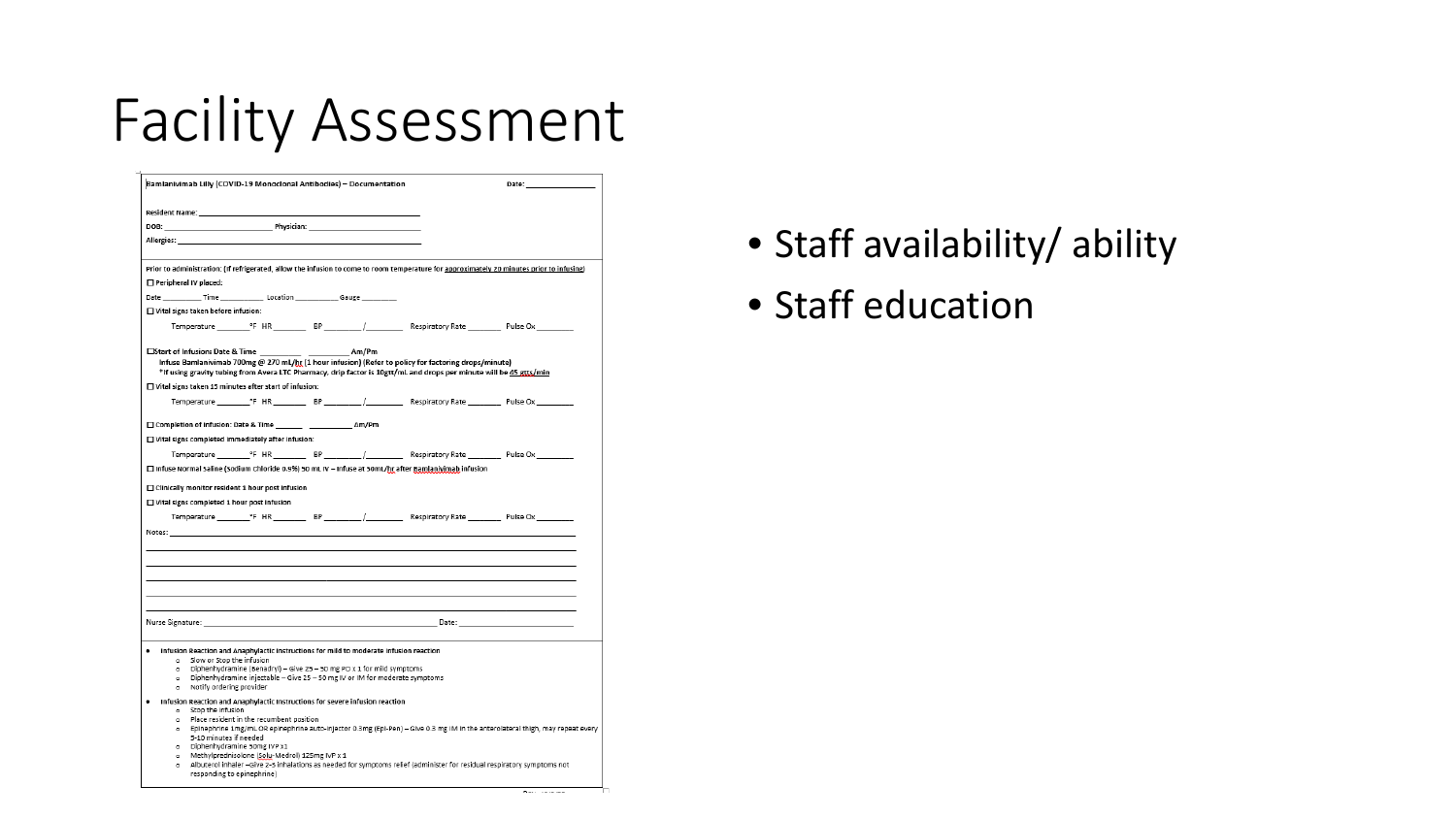# Facility Assessment

**Bamlanivimab Lilly (COVID-19 Monoclonal Antibodies) – Documentation** Date: _______________

Resident Name: _______________________________________________

DOB: ___________________________ Physician: ___________________________

Allergies: _______________________________________________

Prior to administration: (If refrigerated, allow the infusion to come to room temperature for approximately 20 minutes prior to infusing)

☐ **Peripheral IV placed:**

Date __________ Time ___________ Location ___________ Gauge _________

☐ **Vital signs taken before infusion:**

Temperature ________°F HR ________ BP ________/________ Respiratory Rate ________ Pulse Ox ________

☐**Start of infusion: Date & Time __________ __________ Am/Pm**

**Infuse Bamlanivimab 700mg @ 270 mL/hr (1 hour infusion) (Refer to policy for factoring drops/minute)**

**\*If using gravity tubing from Avera LTC Pharmacy, drip factor is 10gtt/mL and drops per minute will be 45 gtts/min**

☐ **Vital signs taken 15 minutes after start of infusion:**

Temperature ________°F HR ________ BP ________/________ Respiratory Rate ________ Pulse Ox ________

☐ **Completion of infusion: Date & Time _______ __________ Am/Pm**

☐ **Vital signs completed immediately after infusion:**

Temperature ________°F HR ________ BP ________/________ Respiratory Rate ________ Pulse Ox ________

☐ **Infuse Normal Saline (Sodium Chloride 0.9%) 50 mL IV – Infuse at 50mL/hr after Bamlanivimab infusion**

☐ **Clinically monitor resident 1 hour post infusion**

☐ **Vital signs completed 1 hour post infusion**

Temperature ________°F HR ________ BP ________/________ Respiratory Rate ________ Pulse Ox ________

Notes: _______________________________________________

Nurse Signature: _______________________________________________ Date: _______________________

- **Infusion Reaction and Anaphylactic Instructions for mild to moderate infusion reaction**
  - Slow or Stop the infusion
  - Diphenhydramine (Benadryl) – Give 25 – 50 mg PO x 1 for mild symptoms
  - Diphenhydramine injectable – Give 25 – 50 mg IV or IM for moderate symptoms
  - Notify ordering provider
- **Infusion Reaction and Anaphylactic Instructions for severe infusion reaction**
  - Stop the infusion
  - Place resident in the recumbent position
  - Epinephrine 1mg/mL OR epinephrine auto-injector 0.3mg (Epi-Pen) – Give 0.3 mg IM in the anterolateral thigh, may repeat every 5-10 minutes if needed
  - Diphenhydramine 50mg IVP x1
  - Methylprednisolone (Solu-Medrol) 125mg IVP x 1
  - Albuterol inhaler – Give 2-5 inhalations as needed for symptoms relief (administer for residual respiratory symptoms not responding to epinephrine)

- Staff availability/ ability
- Staff education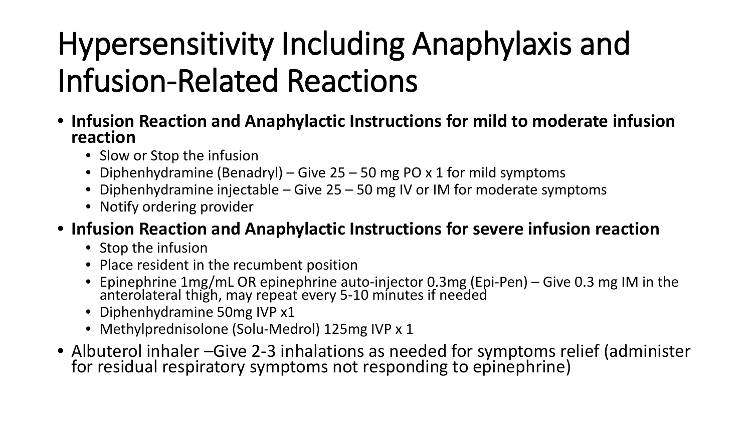# Hypersensitivity Including Anaphylaxis and Infusion-Related Reactions

- **Infusion Reaction and Anaphylactic Instructions for mild to moderate infusion reaction**
  - Slow or Stop the infusion
  - Diphenhydramine (Benadryl) – Give 25 – 50 mg PO x 1 for mild symptoms
  - Diphenhydramine injectable – Give 25 – 50 mg IV or IM for moderate symptoms
  - Notify ordering provider
- **Infusion Reaction and Anaphylactic Instructions for severe infusion reaction**
  - Stop the infusion
  - Place resident in the recumbent position
  - Epinephrine 1mg/mL OR epinephrine auto-injector 0.3mg (Epi-Pen) – Give 0.3 mg IM in the anterolateral thigh, may repeat every 5-10 minutes if needed
  - Diphenhydramine 50mg IVP x1
  - Methylprednisolone (Solu-Medrol) 125mg IVP x 1
- Albuterol inhaler –Give 2-3 inhalations as needed for symptoms relief (administer for residual respiratory symptoms not responding to epinephrine)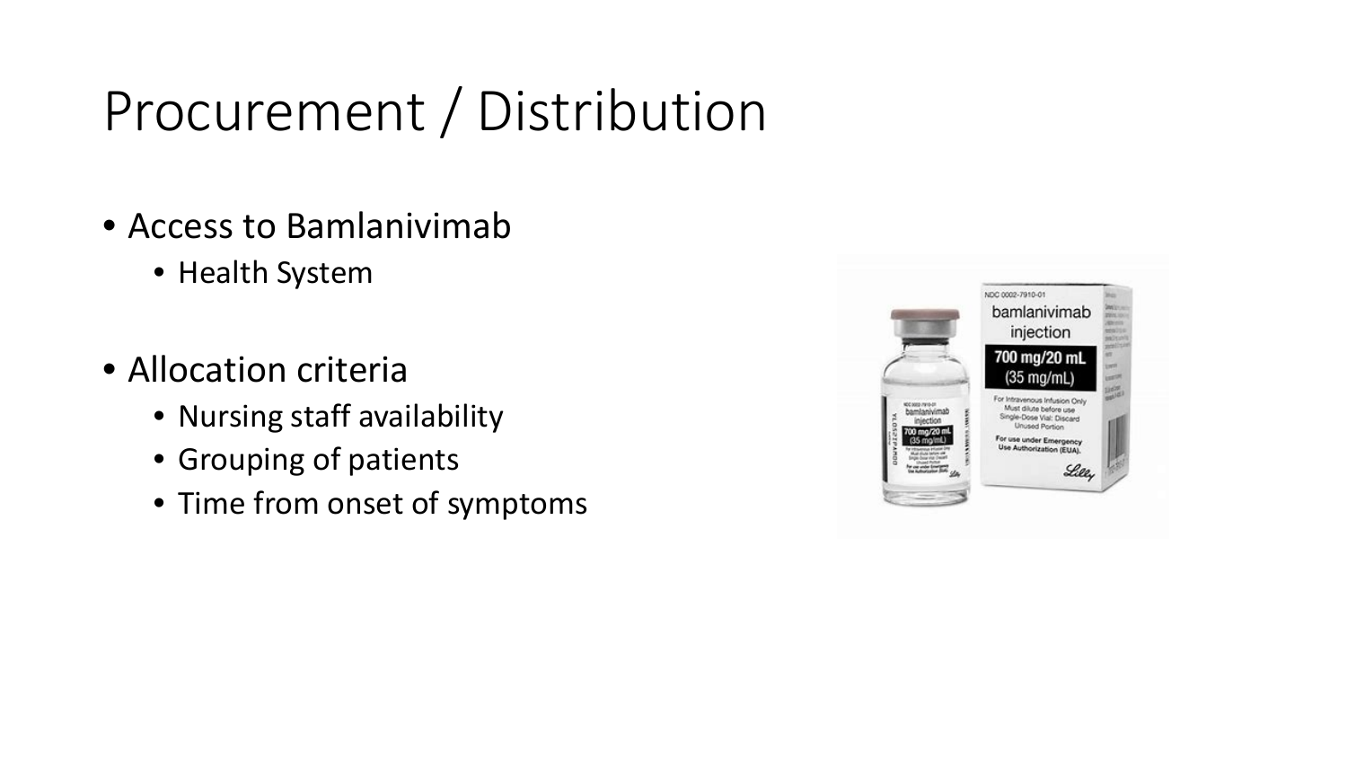# Procurement / Distribution

- Access to Bamlanivimab
  - Health System
- Allocation criteria
  - Nursing staff availability
  - Grouping of patients
  - Time from onset of symptoms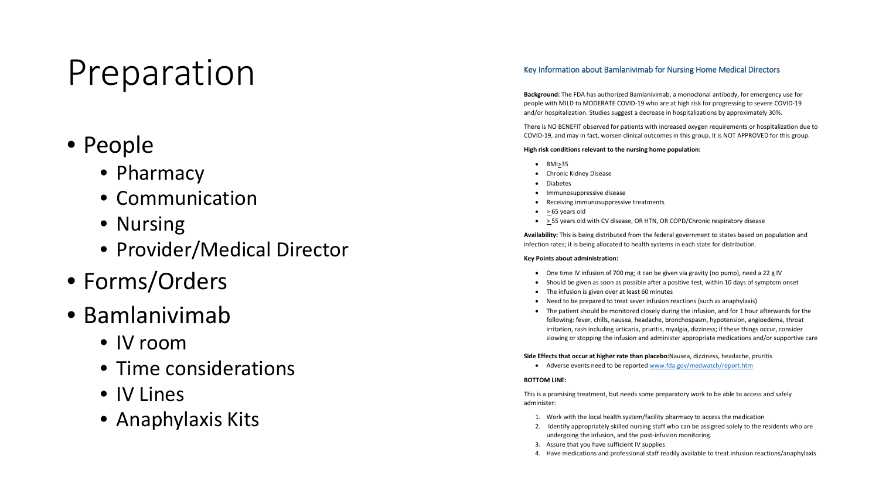# Preparation

- People
  - Pharmacy
  - Communication
  - Nursing
  - Provider/Medical Director
- Forms/Orders
- Bamlanivimab
  - IV room
  - Time considerations
  - IV Lines
  - Anaphylaxis Kits

## Key Information about Bamlanivimab for Nursing Home Medical Directors

**Background:** The FDA has authorized Bamlanivimab, a monoclonal antibody, for emergency use for people with MILD to MODERATE COVID-19 who are at high risk for progressing to severe COVID-19 and/or hospitalization. Studies suggest a decrease in hospitalizations by approximately 30%.

There is NO BENEFIT observed for patients with increased oxygen requirements or hospitalization due to COVID-19, and may in fact, worsen clinical outcomes in this group. It is NOT APPROVED for this group.

**High risk conditions relevant to the nursing home population:**

- BMI≥35
- Chronic Kidney Disease
- Diabetes
- Immunosuppressive disease
- Receiving immunosuppressive treatments
- ≥65 years old
- ≥55 years old with CV disease, OR HTN, OR COPD/Chronic respiratory disease

**Availability:** This is being distributed from the federal government to states based on population and infection rates; it is being allocated to health systems in each state for distribution.

**Key Points about administration:**

- One time IV infusion of 700 mg; it can be given via gravity (no pump), need a 22 g IV
- Should be given as soon as possible after a positive test, within 10 days of symptom onset
- The infusion is given over at least 60 minutes
- Need to be prepared to treat sever infusion reactions (such as anaphylaxis)
- The patient should be monitored closely during the infusion, and for 1 hour afterwards for the following: fever, chills, nausea, headache, bronchospasm, hypotension, angioedema, throat irritation, rash including urticaria, pruritis, myalgia, dizziness; if these things occur, consider slowing or stopping the infusion and administer appropriate medications and/or supportive care

**Side Effects that occur at higher rate than placebo:** Nausea, dizziness, headache, pruritis

- Adverse events need to be reported www.fda.gov/medwatch/report.htm

**BOTTOM LINE:**

This is a promising treatment, but needs some preparatory work to be able to access and safely administer:

1. Work with the local health system/facility pharmacy to access the medication
2. Identify appropriately skilled nursing staff who can be assigned solely to the residents who are undergoing the infusion, and the post-infusion monitoring.
3. Assure that you have sufficient IV supplies
4. Have medications and professional staff readily available to treat infusion reactions/anaphylaxis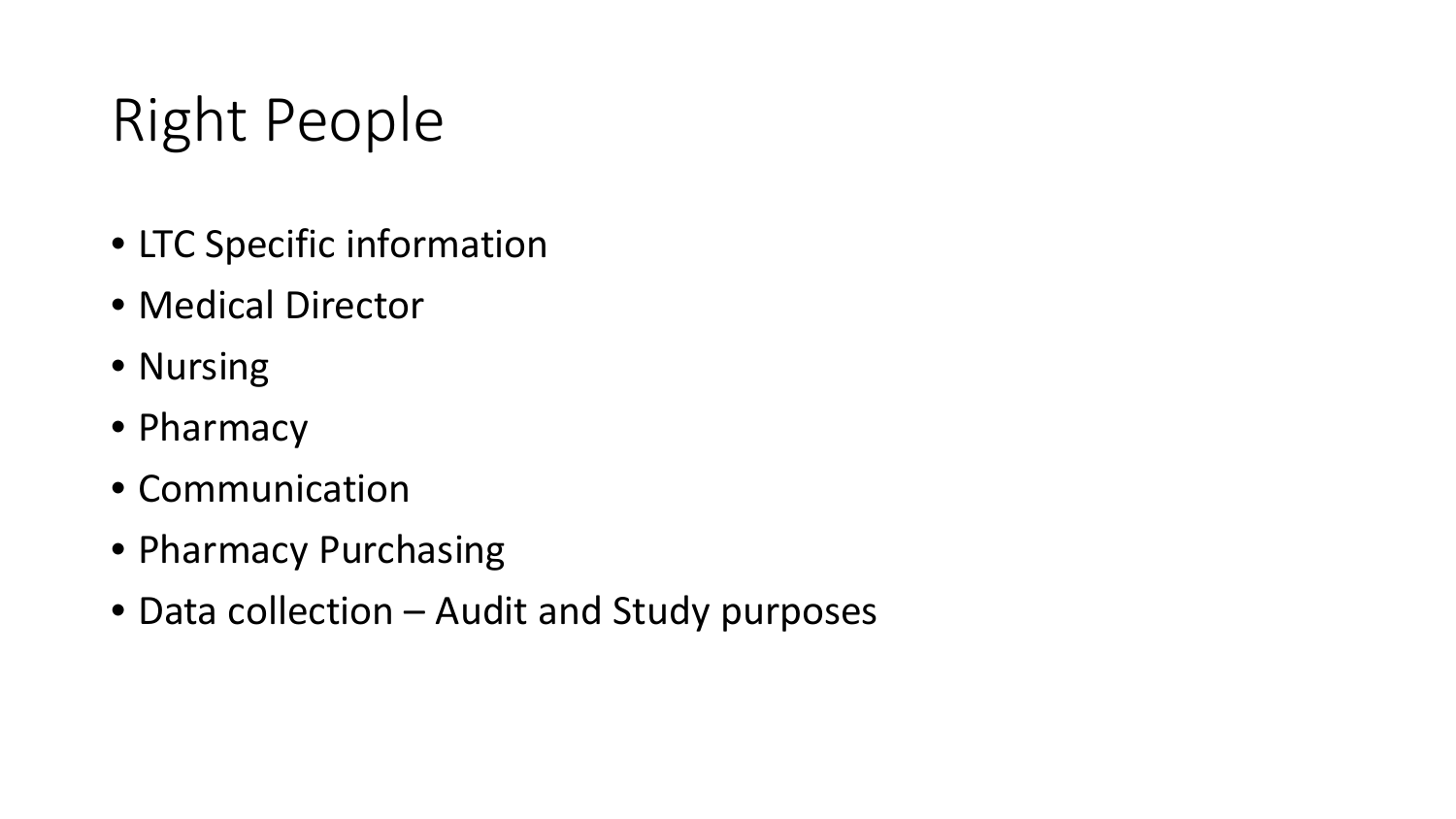# Right People

- LTC Specific information
- Medical Director
- Nursing
- Pharmacy
- Communication
- Pharmacy Purchasing
- Data collection – Audit and Study purposes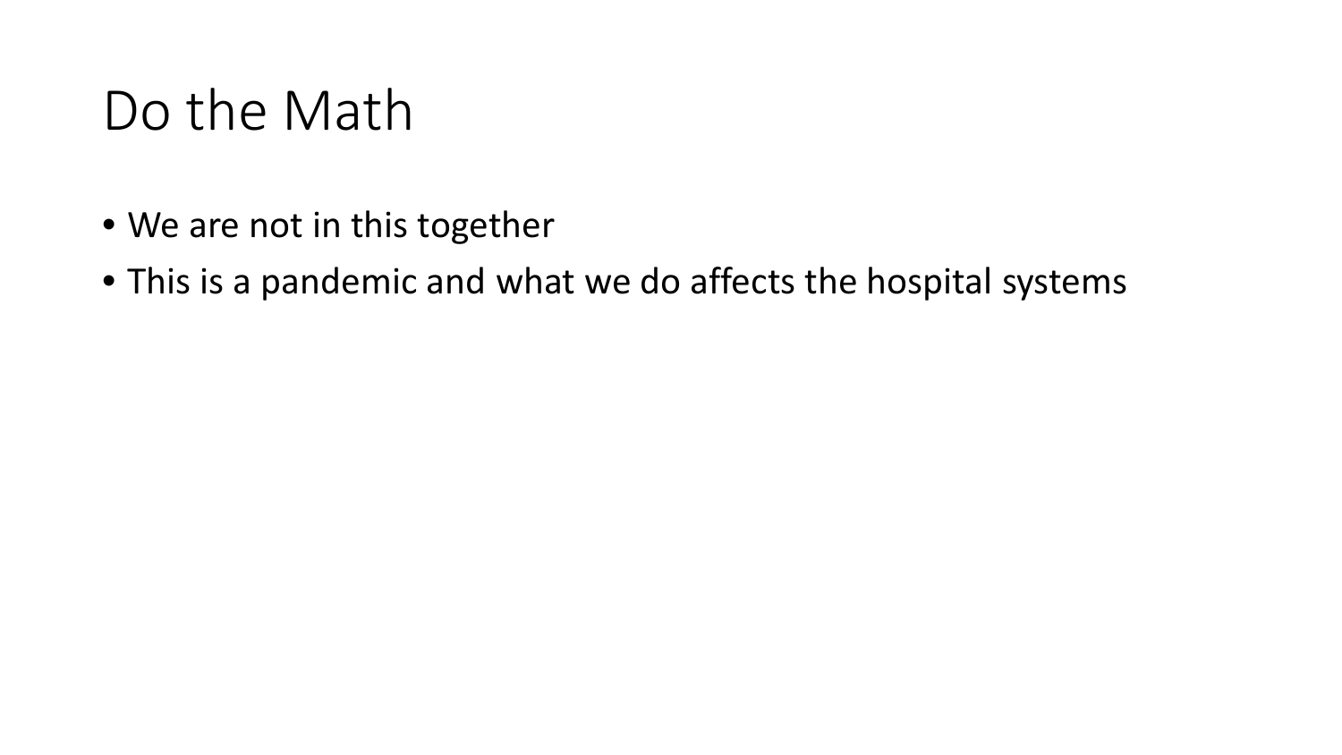# Do the Math

- We are not in this together
- This is a pandemic and what we do affects the hospital systems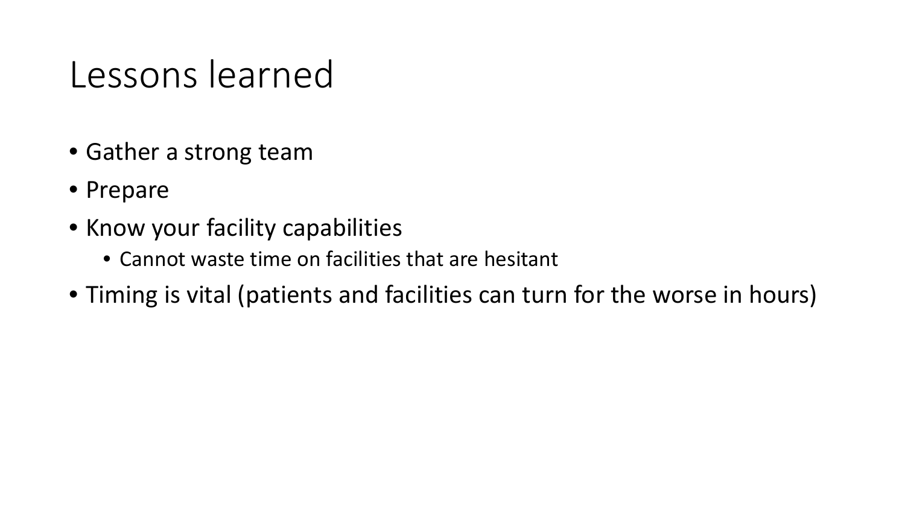# Lessons learned

- Gather a strong team
- Prepare
- Know your facility capabilities
  - Cannot waste time on facilities that are hesitant
- Timing is vital (patients and facilities can turn for the worse in hours)